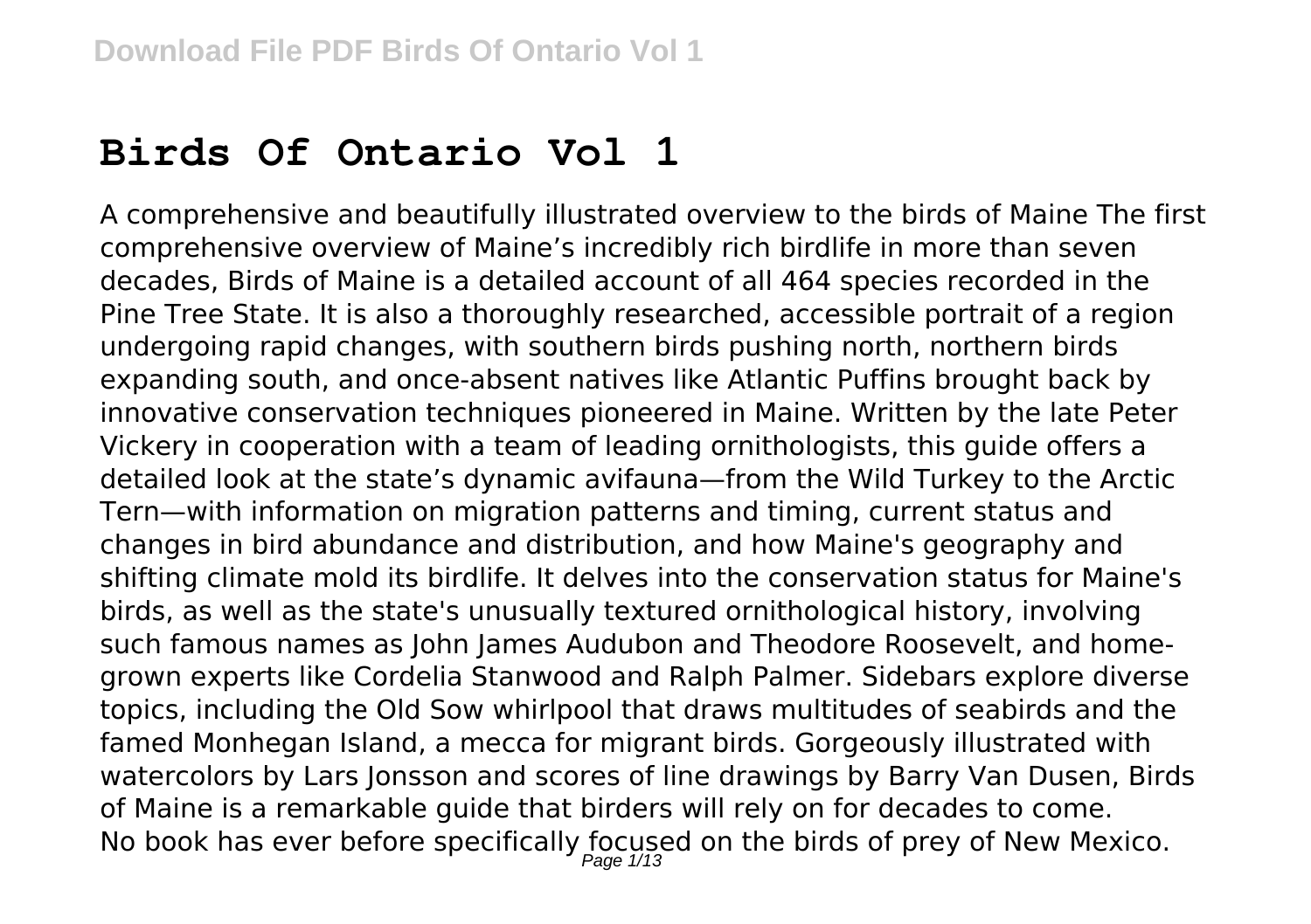# Birds Of Ontario Vol 1

A comprehensive and beautifully illustrated overview to the birds of Maine The first comprehensive overview of Maine's incredibly rich birdlife in more than seven decades, Birds of Maine is a detailed account of all 464 species recorded in the Pine Tree State. It is also a thoroughly researched, accessible portrait of a region undergoing rapid changes, with southern birds pushing north, northern birds expanding south, and once-absent natives like Atlantic Puffins brought back by innovative conservation techniques pioneered in Maine. Written by the late Peter Vickery in cooperation with a team of leading ornithologists, this guide offers a detailed look at the state's dynamic avifauna—from the Wild Turkey to the Arctic Tern—with information on migration patterns and timing, current status and changes in bird abundance and distribution, and how Maine's geography and shifting climate mold its birdlife. It delves into the conservation status for Maine's birds, as well as the state's unusually textured ornithological history, involving such famous names as John James Audubon and Theodore Roosevelt, and home-grown experts like Cordelia Stanwood and Ralph Palmer. Sidebars explore diverse topics, including the Old Sow whirlpool that draws multitudes of seabirds and the famed Monhegan Island, a mecca for migrant birds. Gorgeously illustrated with watercolors by Lars Jonsson and scores of line drawings by Barry Van Dusen, Birds of Maine is a remarkable guide that birders will rely on for decades to come.

No book has ever before specifically focused on the birds of prey of New Mexico.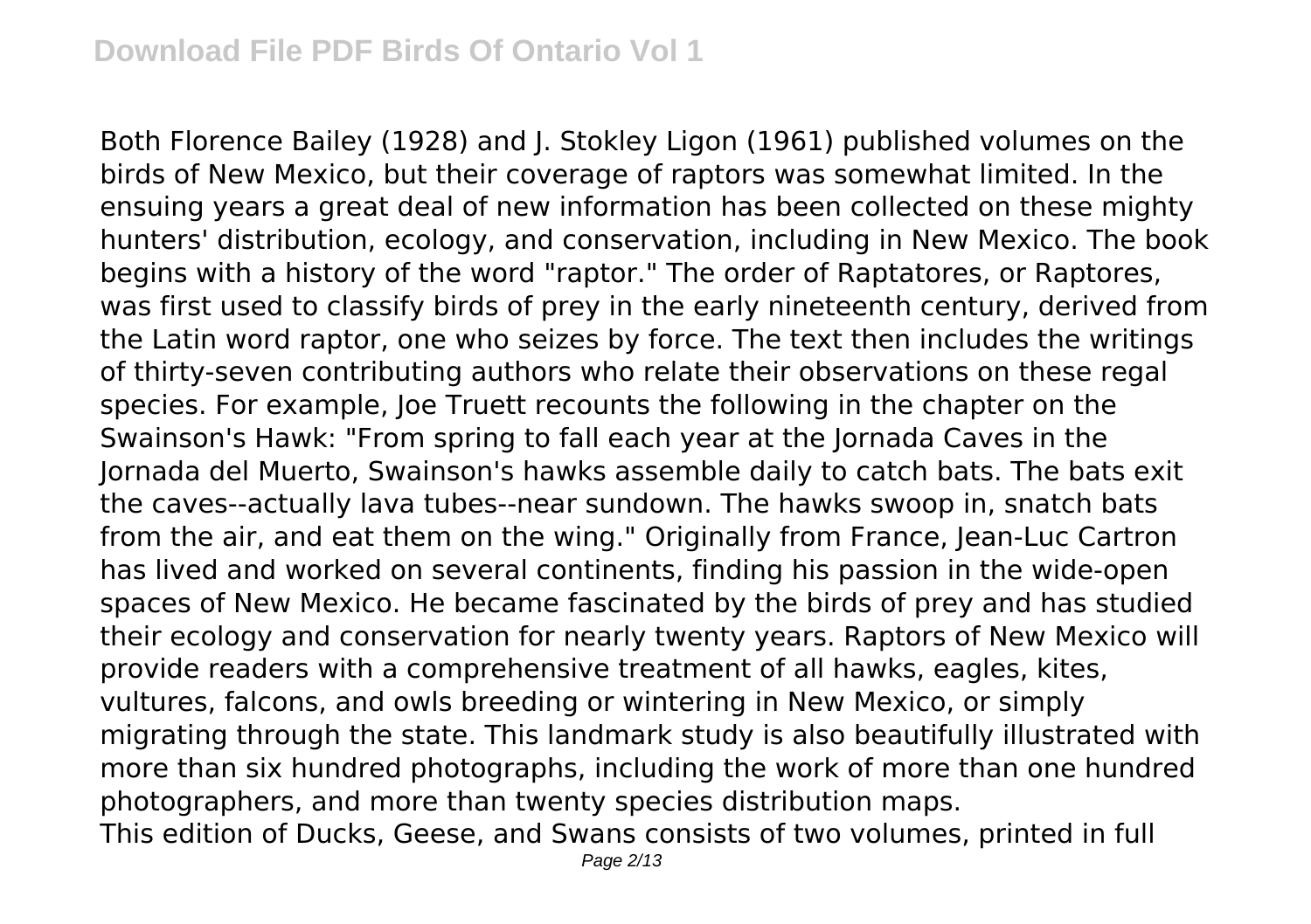Both Florence Bailey (1928) and J. Stokley Ligon (1961) published volumes on the birds of New Mexico, but their coverage of raptors was somewhat limited. In the ensuing years a great deal of new information has been collected on these mighty hunters' distribution, ecology, and conservation, including in New Mexico. The book begins with a history of the word "raptor." The order of Raptatores, or Raptores, was first used to classify birds of prey in the early nineteenth century, derived from the Latin word raptor, one who seizes by force. The text then includes the writings of thirty-seven contributing authors who relate their observations on these regal species. For example, Joe Truett recounts the following in the chapter on the Swainson's Hawk: "From spring to fall each year at the Jornada Caves in the Jornada del Muerto, Swainson's hawks assemble daily to catch bats. The bats exit the caves--actually lava tubes--near sundown. The hawks swoop in, snatch bats from the air, and eat them on the wing." Originally from France, Jean-Luc Cartron has lived and worked on several continents, finding his passion in the wide-open spaces of New Mexico. He became fascinated by the birds of prey and has studied their ecology and conservation for nearly twenty years. Raptors of New Mexico will provide readers with a comprehensive treatment of all hawks, eagles, kites, vultures, falcons, and owls breeding or wintering in New Mexico, or simply migrating through the state. This landmark study is also beautifully illustrated with more than six hundred photographs, including the work of more than one hundred photographers, and more than twenty species distribution maps.

This edition of Ducks, Geese, and Swans consists of two volumes, printed in full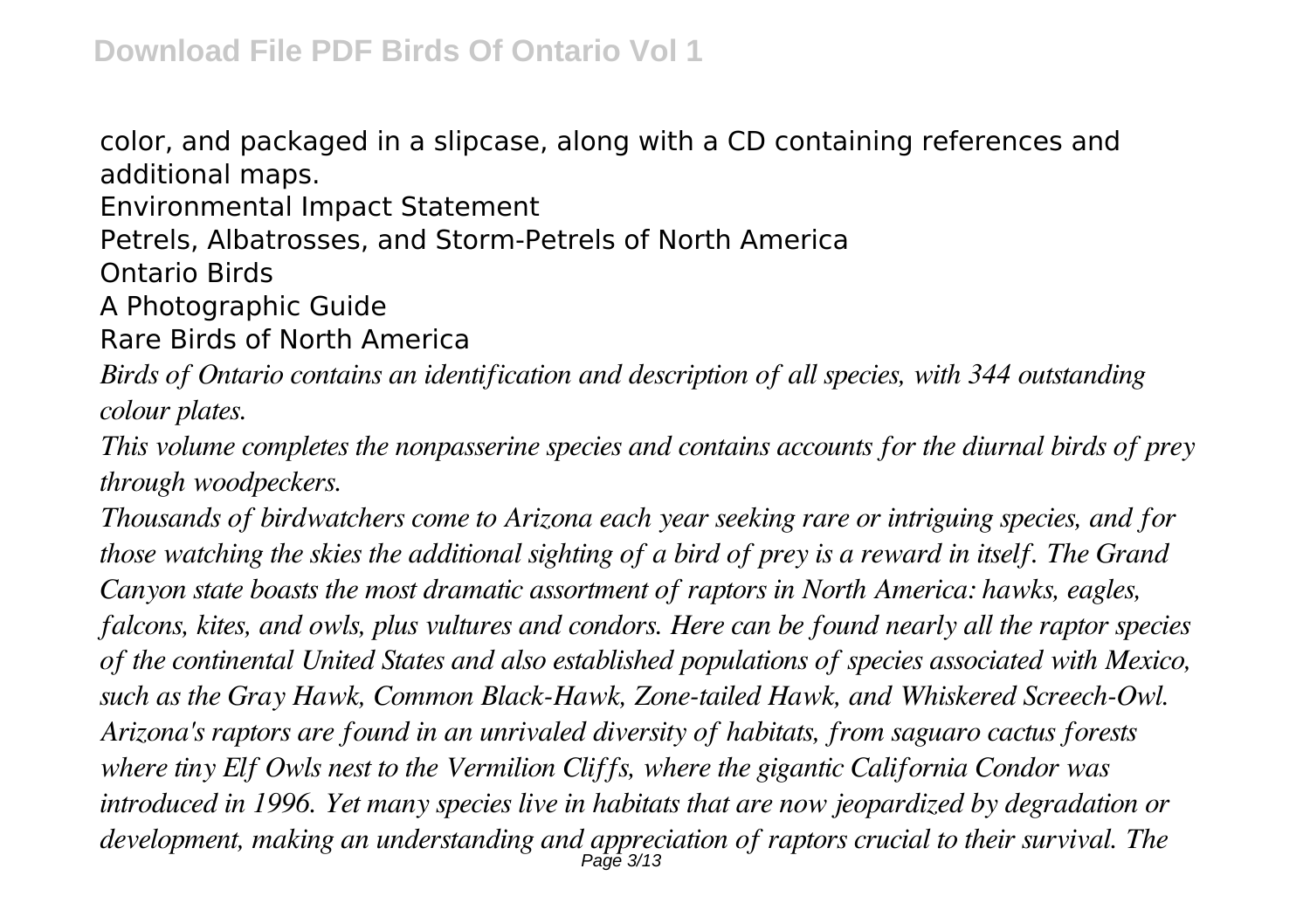color, and packaged in a slipcase, along with a CD containing references and additional maps.

Environmental Impact Statement

Petrels, Albatrosses, and Storm-Petrels of North America

Ontario Birds

A Photographic Guide

Rare Birds of North America

*Birds of Ontario contains an identification and description of all species, with 344 outstanding colour plates.*

*This volume completes the nonpasserine species and contains accounts for the diurnal birds of prey through woodpeckers.*

*Thousands of birdwatchers come to Arizona each year seeking rare or intriguing species, and for those watching the skies the additional sighting of a bird of prey is a reward in itself. The Grand Canyon state boasts the most dramatic assortment of raptors in North America: hawks, eagles, falcons, kites, and owls, plus vultures and condors. Here can be found nearly all the raptor species of the continental United States and also established populations of species associated with Mexico, such as the Gray Hawk, Common Black-Hawk, Zone-tailed Hawk, and Whiskered Screech-Owl. Arizona's raptors are found in an unrivaled diversity of habitats, from saguaro cactus forests where tiny Elf Owls nest to the Vermilion Cliffs, where the gigantic California Condor was introduced in 1996. Yet many species live in habitats that are now jeopardized by degradation or development, making an understanding and appreciation of raptors crucial to their survival. The*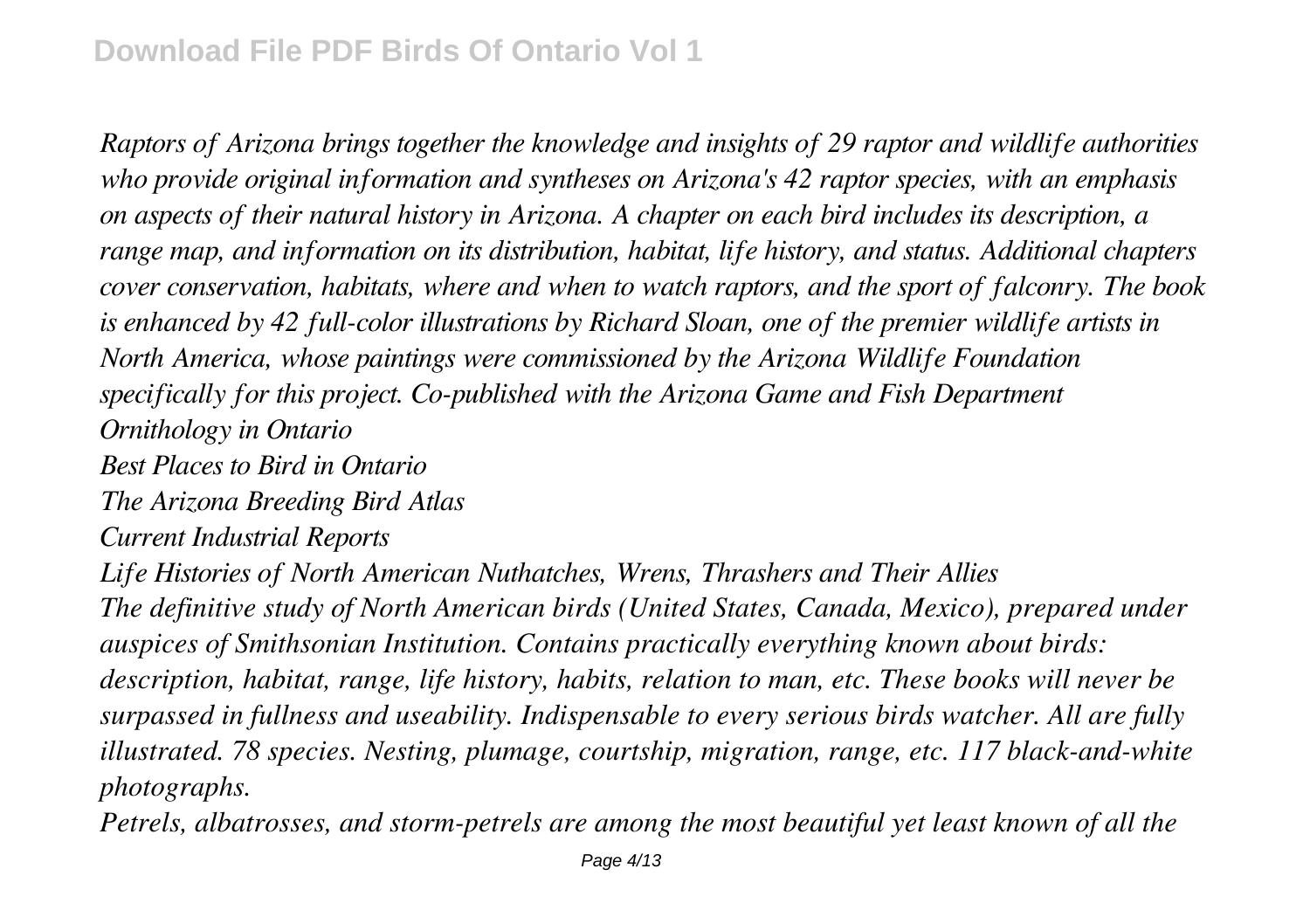*Raptors of Arizona brings together the knowledge and insights of 29 raptor and wildlife authorities who provide original information and syntheses on Arizona's 42 raptor species, with an emphasis on aspects of their natural history in Arizona. A chapter on each bird includes its description, a range map, and information on its distribution, habitat, life history, and status. Additional chapters cover conservation, habitats, where and when to watch raptors, and the sport of falconry. The book is enhanced by 42 full-color illustrations by Richard Sloan, one of the premier wildlife artists in North America, whose paintings were commissioned by the Arizona Wildlife Foundation specifically for this project. Co-published with the Arizona Game and Fish Department*

*Ornithology in Ontario*

*Best Places to Bird in Ontario*

*The Arizona Breeding Bird Atlas*

*Current Industrial Reports*

*Life Histories of North American Nuthatches, Wrens, Thrashers and Their Allies*

*The definitive study of North American birds (United States, Canada, Mexico), prepared under auspices of Smithsonian Institution. Contains practically everything known about birds: description, habitat, range, life history, habits, relation to man, etc. These books will never be surpassed in fullness and useability. Indispensable to every serious birds watcher. All are fully illustrated. 78 species. Nesting, plumage, courtship, migration, range, etc. 117 black-and-white photographs.*

*Petrels, albatrosses, and storm-petrels are among the most beautiful yet least known of all the*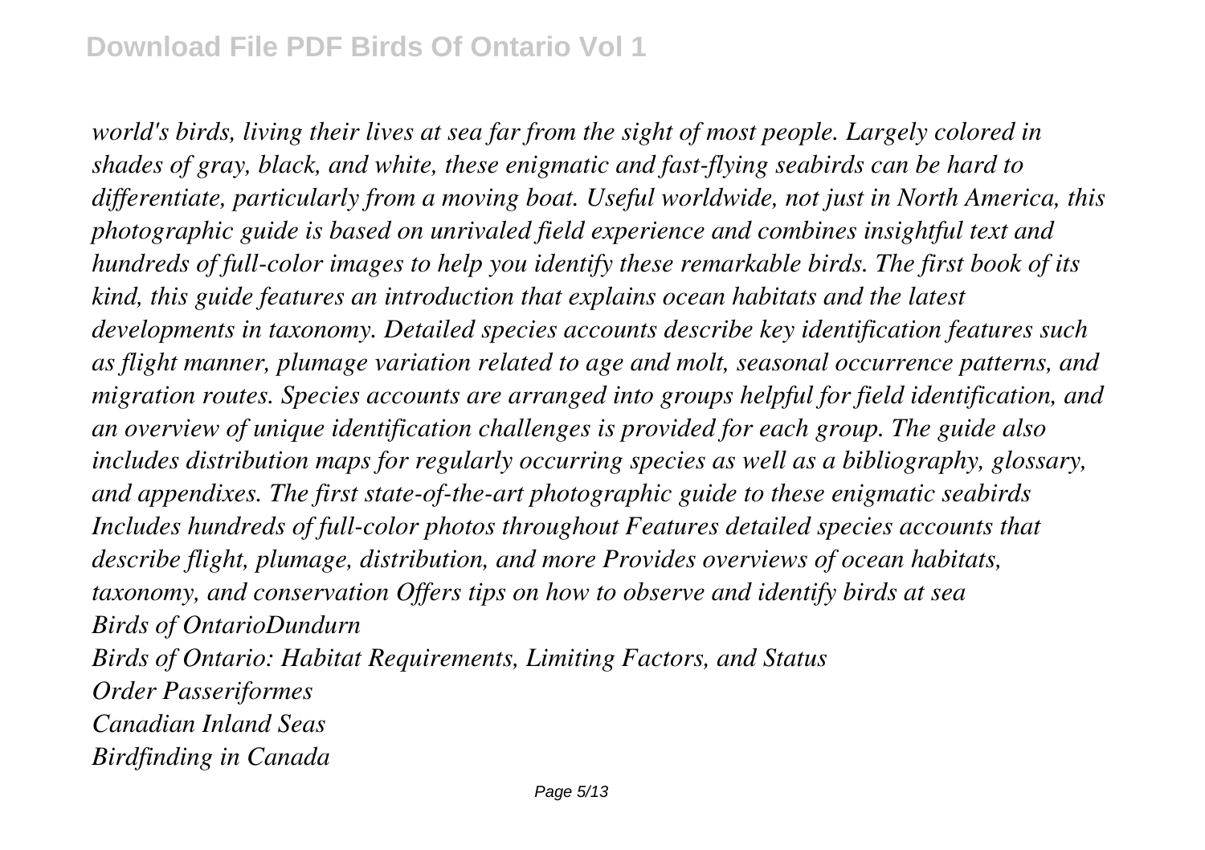*world's birds, living their lives at sea far from the sight of most people. Largely colored in shades of gray, black, and white, these enigmatic and fast-flying seabirds can be hard to differentiate, particularly from a moving boat. Useful worldwide, not just in North America, this photographic guide is based on unrivaled field experience and combines insightful text and hundreds of full-color images to help you identify these remarkable birds. The first book of its kind, this guide features an introduction that explains ocean habitats and the latest developments in taxonomy. Detailed species accounts describe key identification features such as flight manner, plumage variation related to age and molt, seasonal occurrence patterns, and migration routes. Species accounts are arranged into groups helpful for field identification, and an overview of unique identification challenges is provided for each group. The guide also includes distribution maps for regularly occurring species as well as a bibliography, glossary, and appendixes. The first state-of-the-art photographic guide to these enigmatic seabirds Includes hundreds of full-color photos throughout Features detailed species accounts that describe flight, plumage, distribution, and more Provides overviews of ocean habitats, taxonomy, and conservation Offers tips on how to observe and identify birds at sea*

*Birds of OntarioDundurn*

*Birds of Ontario: Habitat Requirements, Limiting Factors, and Status*

*Order Passeriformes*

*Canadian Inland Seas*

*Birdfinding in Canada*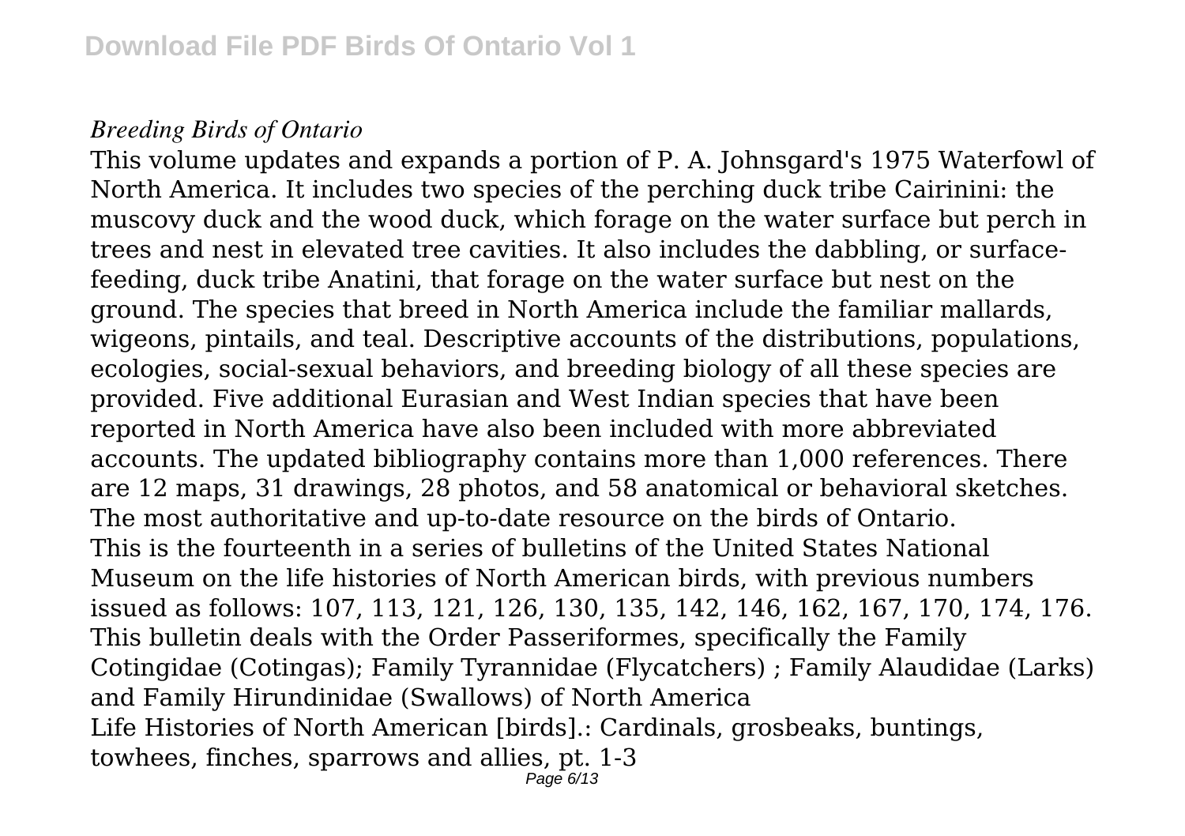*Breeding Birds of Ontario*

This volume updates and expands a portion of P. A. Johnsgard's 1975 Waterfowl of North America. It includes two species of the perching duck tribe Cairinini: the muscovy duck and the wood duck, which forage on the water surface but perch in trees and nest in elevated tree cavities. It also includes the dabbling, or surface-feeding, duck tribe Anatini, that forage on the water surface but nest on the ground. The species that breed in North America include the familiar mallards, wigeons, pintails, and teal. Descriptive accounts of the distributions, populations, ecologies, social-sexual behaviors, and breeding biology of all these species are provided. Five additional Eurasian and West Indian species that have been reported in North America have also been included with more abbreviated accounts. The updated bibliography contains more than 1,000 references. There are 12 maps, 31 drawings, 28 photos, and 58 anatomical or behavioral sketches.

The most authoritative and up-to-date resource on the birds of Ontario.

This is the fourteenth in a series of bulletins of the United States National Museum on the life histories of North American birds, with previous numbers issued as follows: 107, 113, 121, 126, 130, 135, 142, 146, 162, 167, 170, 174, 176. This bulletin deals with the Order Passeriformes, specifically the Family Cotingidae (Cotingas); Family Tyrannidae (Flycatchers) ; Family Alaudidae (Larks) and Family Hirundinidae (Swallows) of North America

Life Histories of North American [birds].: Cardinals, grosbeaks, buntings, towhees, finches, sparrows and allies, pt. 1-3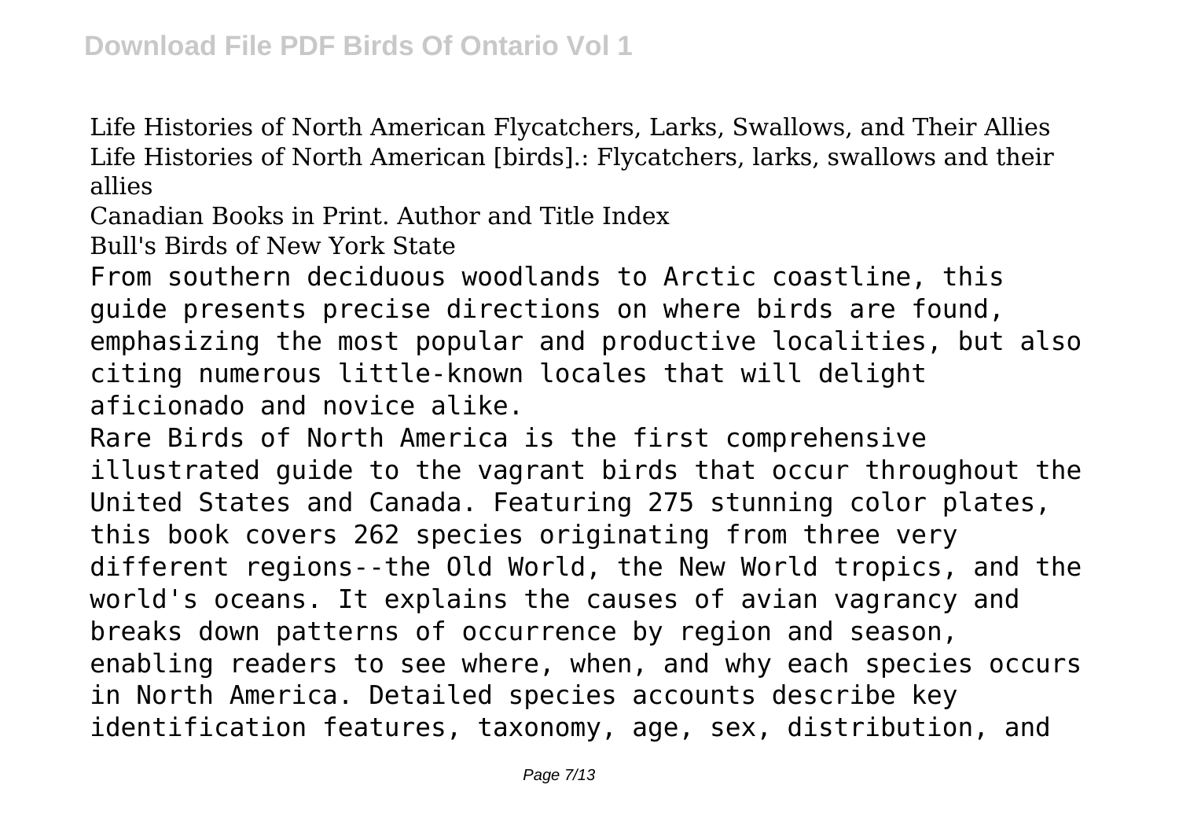Life Histories of North American Flycatchers, Larks, Swallows, and Their Allies
Life Histories of North American [birds].: Flycatchers, larks, swallows and their allies

Canadian Books in Print. Author and Title Index

Bull's Birds of New York State

From southern deciduous woodlands to Arctic coastline, this guide presents precise directions on where birds are found, emphasizing the most popular and productive localities, but also citing numerous little-known locales that will delight aficionado and novice alike.

Rare Birds of North America is the first comprehensive illustrated guide to the vagrant birds that occur throughout the United States and Canada. Featuring 275 stunning color plates, this book covers 262 species originating from three very different regions--the Old World, the New World tropics, and the world's oceans. It explains the causes of avian vagrancy and breaks down patterns of occurrence by region and season, enabling readers to see where, when, and why each species occurs in North America. Detailed species accounts describe key identification features, taxonomy, age, sex, distribution, and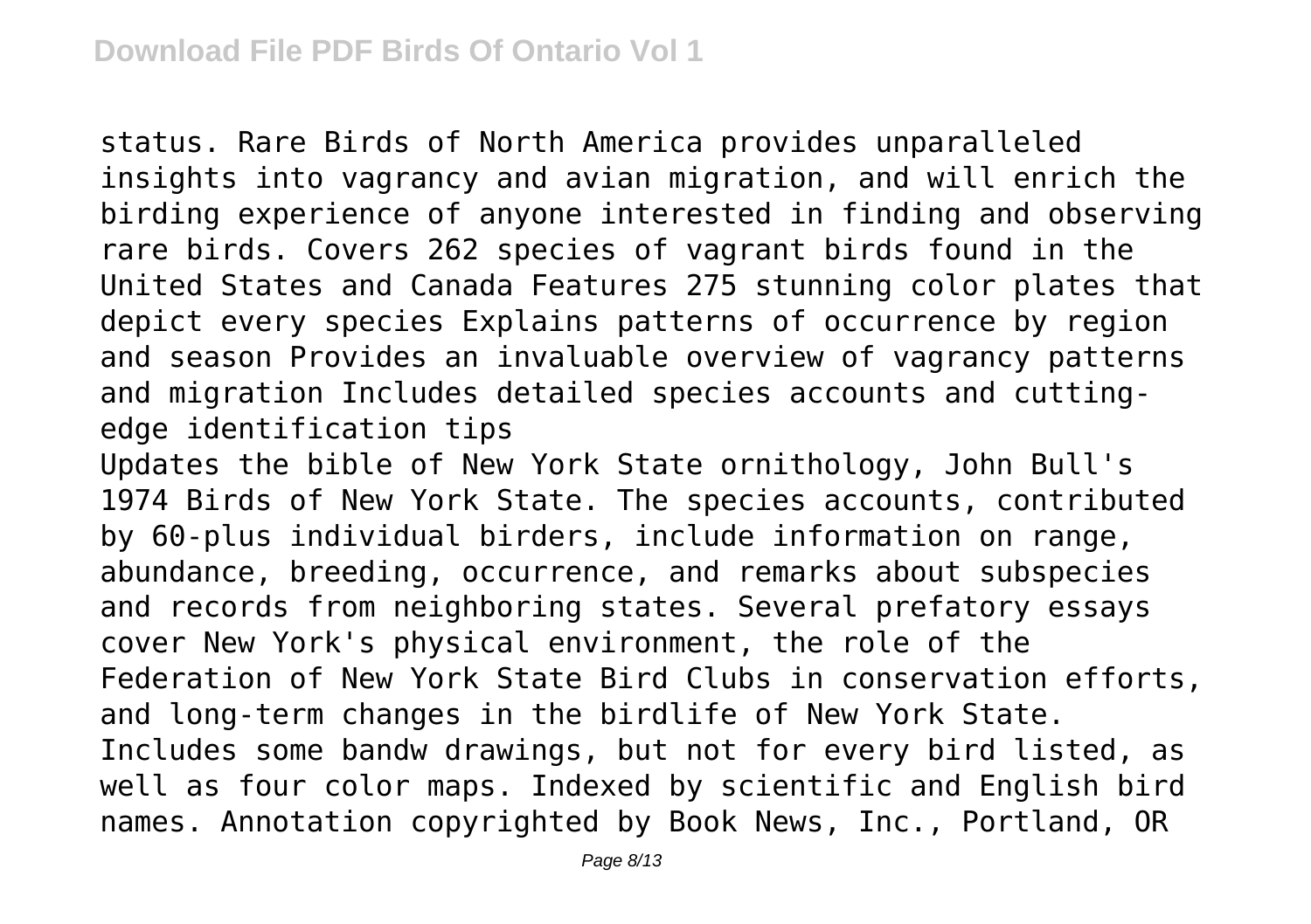status. Rare Birds of North America provides unparalleled insights into vagrancy and avian migration, and will enrich the birding experience of anyone interested in finding and observing rare birds. Covers 262 species of vagrant birds found in the United States and Canada Features 275 stunning color plates that depict every species Explains patterns of occurrence by region and season Provides an invaluable overview of vagrancy patterns and migration Includes detailed species accounts and cutting-edge identification tips

Updates the bible of New York State ornithology, John Bull's 1974 Birds of New York State. The species accounts, contributed by 60-plus individual birders, include information on range, abundance, breeding, occurrence, and remarks about subspecies and records from neighboring states. Several prefatory essays cover New York's physical environment, the role of the Federation of New York State Bird Clubs in conservation efforts, and long-term changes in the birdlife of New York State. Includes some bandw drawings, but not for every bird listed, as well as four color maps. Indexed by scientific and English bird names. Annotation copyrighted by Book News, Inc., Portland, OR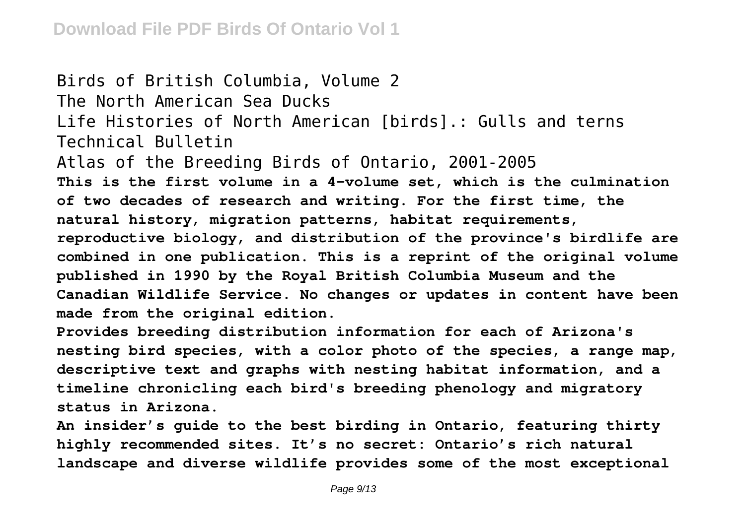Birds of British Columbia, Volume 2
The North American Sea Ducks
Life Histories of North American [birds].: Gulls and terns
Technical Bulletin
Atlas of the Breeding Birds of Ontario, 2001-2005

**This is the first volume in a 4-volume set, which is the culmination of two decades of research and writing. For the first time, the natural history, migration patterns, habitat requirements, reproductive biology, and distribution of the province's birdlife are combined in one publication. This is a reprint of the original volume published in 1990 by the Royal British Columbia Museum and the Canadian Wildlife Service. No changes or updates in content have been made from the original edition.**

**Provides breeding distribution information for each of Arizona's nesting bird species, with a color photo of the species, a range map, descriptive text and graphs with nesting habitat information, and a timeline chronicling each bird's breeding phenology and migratory status in Arizona.**

**An insider's guide to the best birding in Ontario, featuring thirty highly recommended sites. It's no secret: Ontario's rich natural landscape and diverse wildlife provides some of the most exceptional**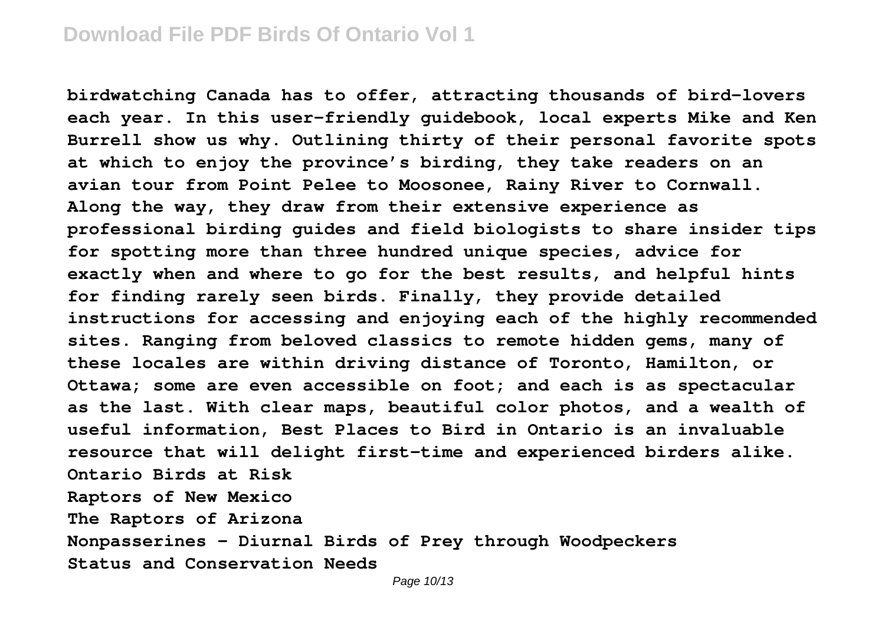birdwatching Canada has to offer, attracting thousands of bird-lovers each year. In this user-friendly guidebook, local experts Mike and Ken Burrell show us why. Outlining thirty of their personal favorite spots at which to enjoy the province's birding, they take readers on an avian tour from Point Pelee to Moosonee, Rainy River to Cornwall. Along the way, they draw from their extensive experience as professional birding guides and field biologists to share insider tips for spotting more than three hundred unique species, advice for exactly when and where to go for the best results, and helpful hints for finding rarely seen birds. Finally, they provide detailed instructions for accessing and enjoying each of the highly recommended sites. Ranging from beloved classics to remote hidden gems, many of these locales are within driving distance of Toronto, Hamilton, or Ottawa; some are even accessible on foot; and each is as spectacular as the last. With clear maps, beautiful color photos, and a wealth of useful information, Best Places to Bird in Ontario is an invaluable resource that will delight first-time and experienced birders alike.

Ontario Birds at Risk

Raptors of New Mexico

The Raptors of Arizona

Nonpasserines - Diurnal Birds of Prey through Woodpeckers

Status and Conservation Needs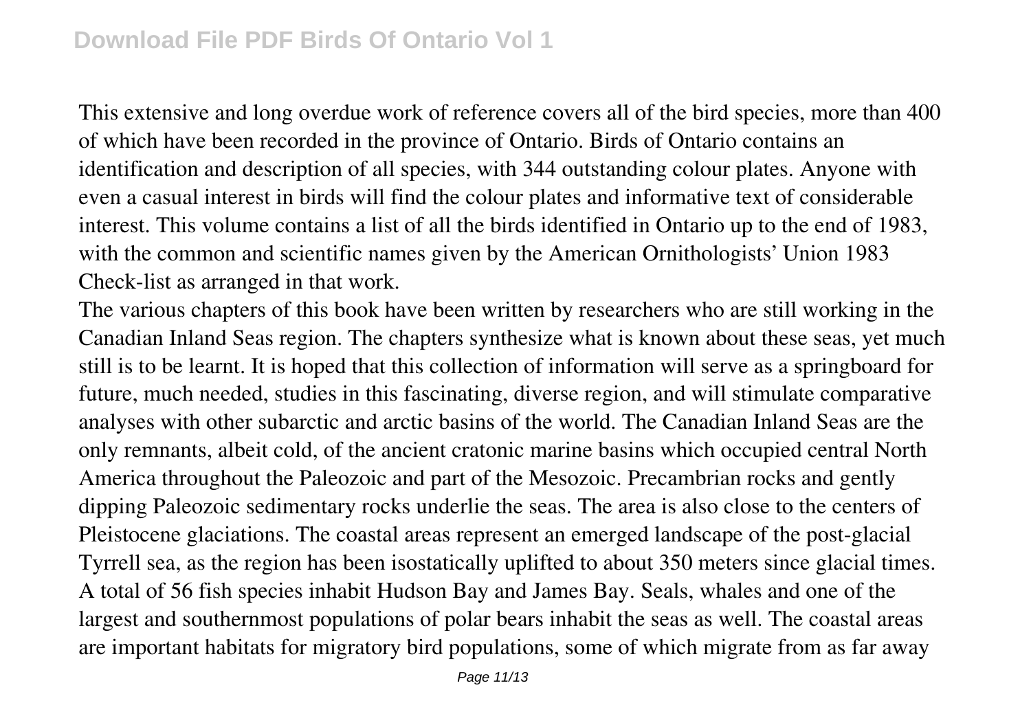This extensive and long overdue work of reference covers all of the bird species, more than 400 of which have been recorded in the province of Ontario. Birds of Ontario contains an identification and description of all species, with 344 outstanding colour plates. Anyone with even a casual interest in birds will find the colour plates and informative text of considerable interest. This volume contains a list of all the birds identified in Ontario up to the end of 1983, with the common and scientific names given by the American Ornithologists' Union 1983 Check-list as arranged in that work.

The various chapters of this book have been written by researchers who are still working in the Canadian Inland Seas region. The chapters synthesize what is known about these seas, yet much still is to be learnt. It is hoped that this collection of information will serve as a springboard for future, much needed, studies in this fascinating, diverse region, and will stimulate comparative analyses with other subarctic and arctic basins of the world. The Canadian Inland Seas are the only remnants, albeit cold, of the ancient cratonic marine basins which occupied central North America throughout the Paleozoic and part of the Mesozoic. Precambrian rocks and gently dipping Paleozoic sedimentary rocks underlie the seas. The area is also close to the centers of Pleistocene glaciations. The coastal areas represent an emerged landscape of the post-glacial Tyrrell sea, as the region has been isostatically uplifted to about 350 meters since glacial times. A total of 56 fish species inhabit Hudson Bay and James Bay. Seals, whales and one of the largest and southernmost populations of polar bears inhabit the seas as well. The coastal areas are important habitats for migratory bird populations, some of which migrate from as far away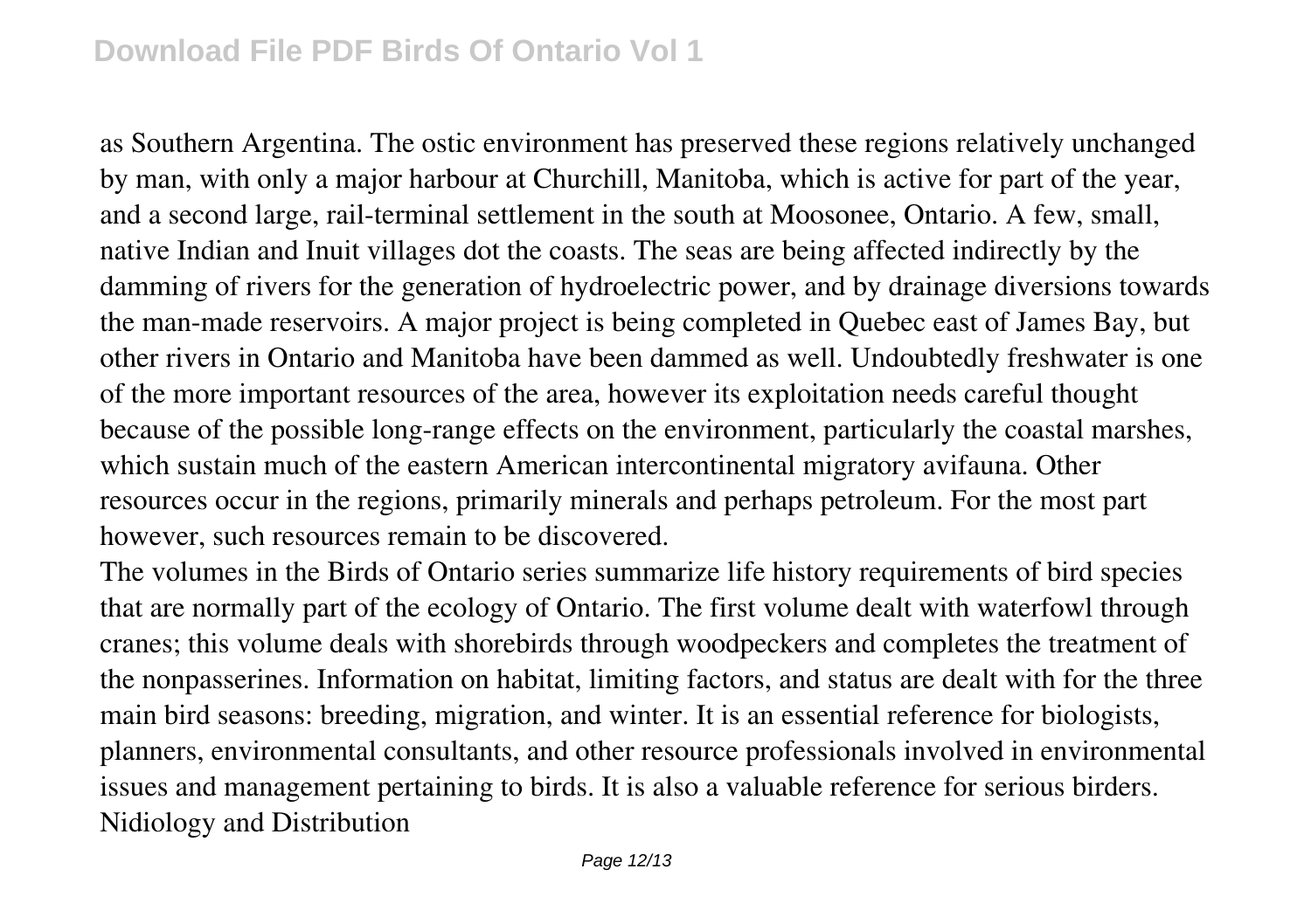as Southern Argentina. The ostic environment has preserved these regions relatively unchanged by man, with only a major harbour at Churchill, Manitoba, which is active for part of the year, and a second large, rail-terminal settlement in the south at Moosonee, Ontario. A few, small, native Indian and Inuit villages dot the coasts. The seas are being affected indirectly by the damming of rivers for the generation of hydroelectric power, and by drainage diversions towards the man-made reservoirs. A major project is being completed in Quebec east of James Bay, but other rivers in Ontario and Manitoba have been dammed as well. Undoubtedly freshwater is one of the more important resources of the area, however its exploitation needs careful thought because of the possible long-range effects on the environment, particularly the coastal marshes, which sustain much of the eastern American intercontinental migratory avifauna. Other resources occur in the regions, primarily minerals and perhaps petroleum. For the most part however, such resources remain to be discovered.

The volumes in the Birds of Ontario series summarize life history requirements of bird species that are normally part of the ecology of Ontario. The first volume dealt with waterfowl through cranes; this volume deals with shorebirds through woodpeckers and completes the treatment of the nonpasserines. Information on habitat, limiting factors, and status are dealt with for the three main bird seasons: breeding, migration, and winter. It is an essential reference for biologists, planners, environmental consultants, and other resource professionals involved in environmental issues and management pertaining to birds. It is also a valuable reference for serious birders.

Nidiology and Distribution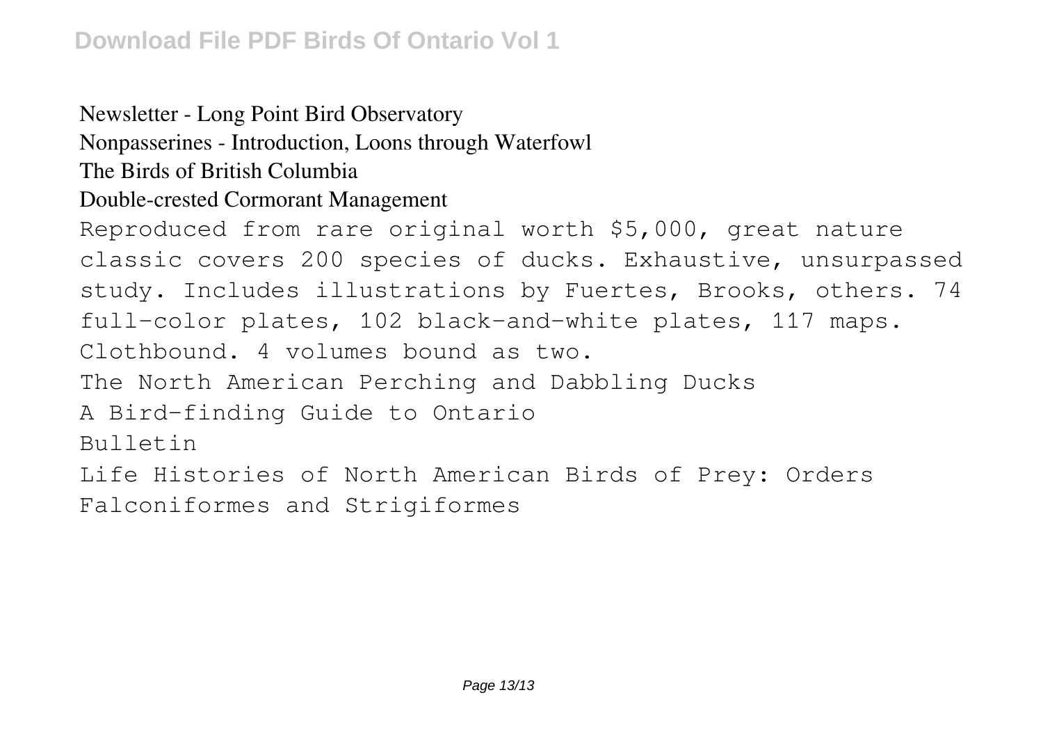Newsletter - Long Point Bird Observatory

Nonpasserines - Introduction, Loons through Waterfowl

The Birds of British Columbia

Double-crested Cormorant Management

Reproduced from rare original worth $5,000, great nature classic covers 200 species of ducks. Exhaustive, unsurpassed study. Includes illustrations by Fuertes, Brooks, others. 74 full-color plates, 102 black-and-white plates, 117 maps. Clothbound. 4 volumes bound as two.

The North American Perching and Dabbling Ducks

A Bird-finding Guide to Ontario

Bulletin

Life Histories of North American Birds of Prey: Orders Falconiformes and Strigiformes